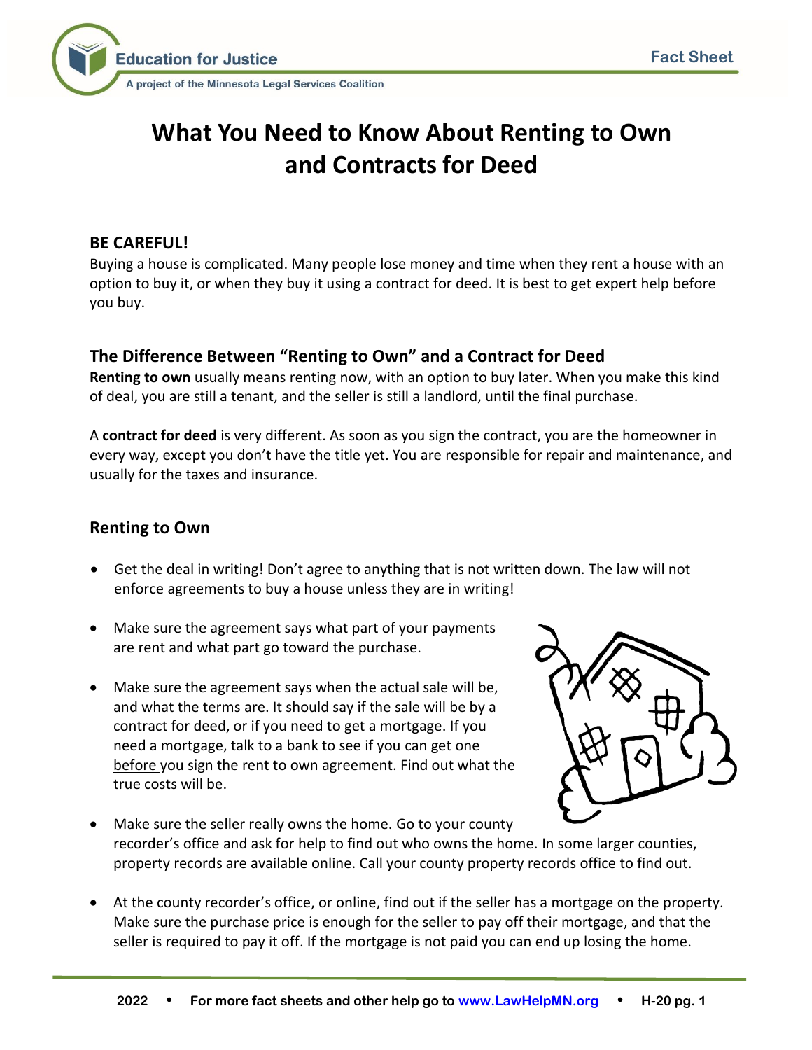# What You Need to Know About Renting to Own and Contracts for Deed

## BE CAREFUL!

Buying a house is complicated. Many people lose money and time when they rent a house with an option to buy it, or when they buy it using a contract for deed. It is best to get expert help before you buy.

## The Difference Between "Renting to Own" and a Contract for Deed

**Renting to own** usually means renting now, with an option to buy later. When you make this kind of deal, you are still a tenant, and the seller is still a landlord, until the final purchase.

A **contract for deed** is very different. As soon as you sign the contract, you are the homeowner in every way, except you don't have the title yet. You are responsible for repair and maintenance, and usually for the taxes and insurance.

## Renting to Own

- Get the deal in writing! Don't agree to anything that is not written down. The law will not enforce agreements to buy a house unless they are in writing!
- Make sure the agreement says what part of your payments are rent and what part go toward the purchase.
- Make sure the agreement says when the actual sale will be, and what the terms are. It should say if the sale will be by a contract for deed, or if you need to get a mortgage. If you need a mortgage, talk to a bank to see if you can get one before you sign the rent to own agreement. Find out what the true costs will be.
- Make sure the seller really owns the home. Go to your county recorder's office and ask for help to find out who owns the home. In some larger counties, property records are available online. Call your county property records office to find out.
- At the county recorder's office, or online, find out if the seller has a mortgage on the property. Make sure the purchase price is enough for the seller to pay off their mortgage, and that the seller is required to pay it off. If the mortgage is not paid you can end up losing the home.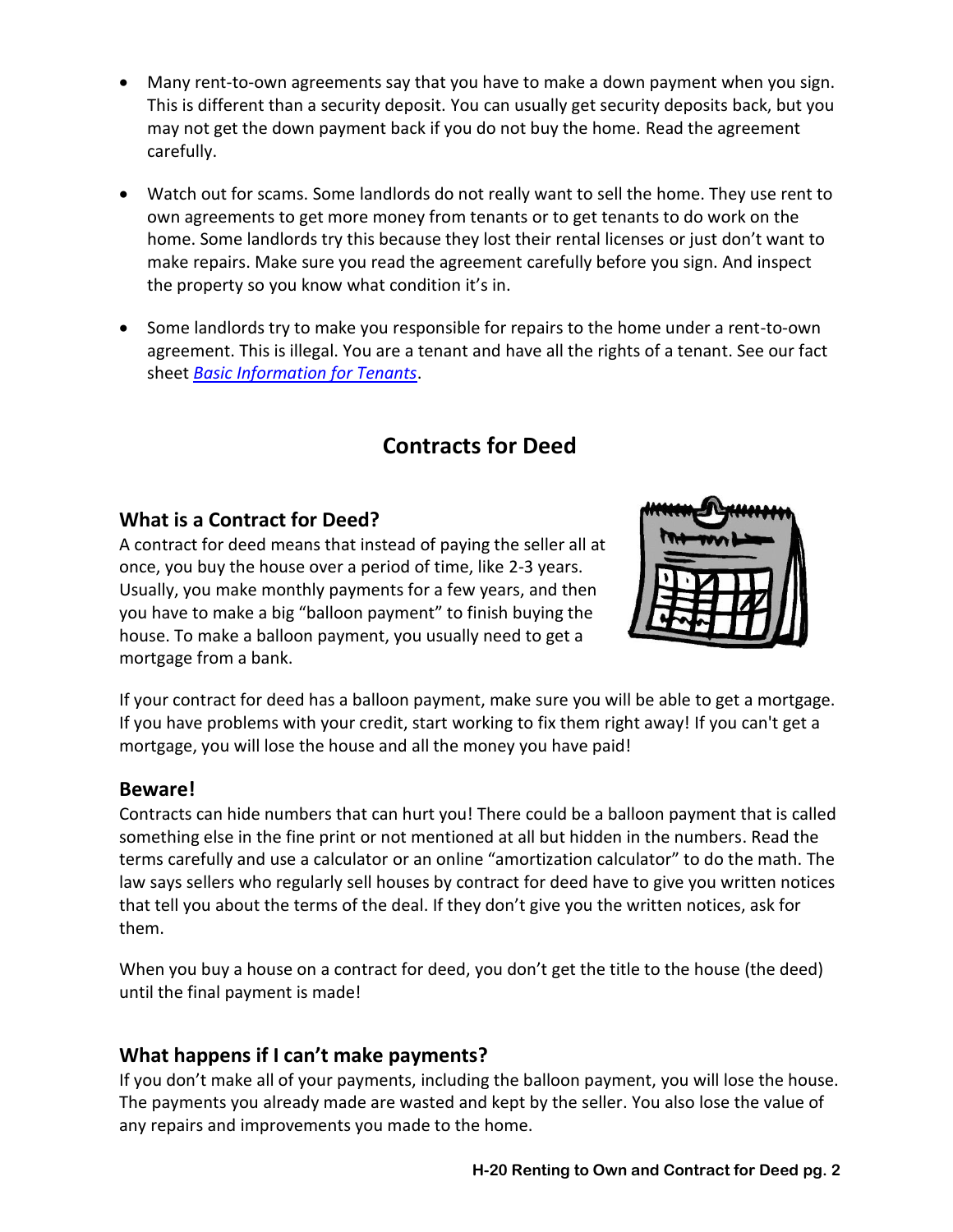- Many rent-to-own agreements say that you have to make a down payment when you sign. This is different than a security deposit. You can usually get security deposits back, but you may not get the down payment back if you do not buy the home. Read the agreement carefully.

- Watch out for scams. Some landlords do not really want to sell the home. They use rent to own agreements to get more money from tenants or to get tenants to do work on the home. Some landlords try this because they lost their rental licenses or just don't want to make repairs. Make sure you read the agreement carefully before you sign. And inspect the property so you know what condition it's in.

- Some landlords try to make you responsible for repairs to the home under a rent-to-own agreement. This is illegal. You are a tenant and have all the rights of a tenant. See our fact sheet *Basic Information for Tenants*.

## Contracts for Deed

### What is a Contract for Deed?

A contract for deed means that instead of paying the seller all at once, you buy the house over a period of time, like 2-3 years. Usually, you make monthly payments for a few years, and then you have to make a big "balloon payment" to finish buying the house. To make a balloon payment, you usually need to get a mortgage from a bank.

If your contract for deed has a balloon payment, make sure you will be able to get a mortgage. If you have problems with your credit, start working to fix them right away! If you can't get a mortgage, you will lose the house and all the money you have paid!

### Beware!

Contracts can hide numbers that can hurt you! There could be a balloon payment that is called something else in the fine print or not mentioned at all but hidden in the numbers. Read the terms carefully and use a calculator or an online "amortization calculator" to do the math. The law says sellers who regularly sell houses by contract for deed have to give you written notices that tell you about the terms of the deal. If they don't give you the written notices, ask for them.

When you buy a house on a contract for deed, you don't get the title to the house (the deed) until the final payment is made!

### What happens if I can't make payments?

If you don't make all of your payments, including the balloon payment, you will lose the house. The payments you already made are wasted and kept by the seller. You also lose the value of any repairs and improvements you made to the home.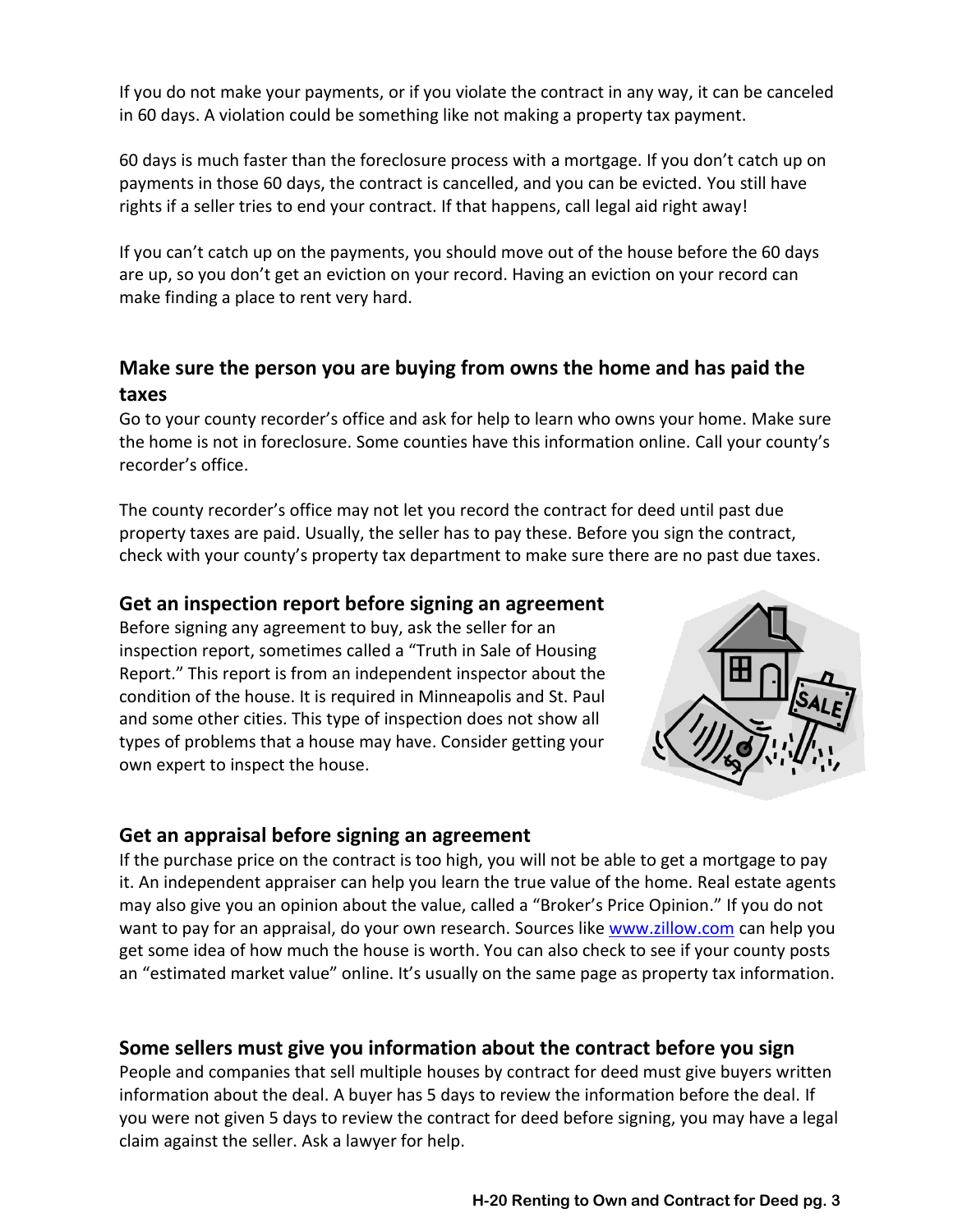If you do not make your payments, or if you violate the contract in any way, it can be canceled in 60 days. A violation could be something like not making a property tax payment.

60 days is much faster than the foreclosure process with a mortgage. If you don't catch up on payments in those 60 days, the contract is cancelled, and you can be evicted. You still have rights if a seller tries to end your contract. If that happens, call legal aid right away!

If you can't catch up on the payments, you should move out of the house before the 60 days are up, so you don't get an eviction on your record. Having an eviction on your record can make finding a place to rent very hard.

## Make sure the person you are buying from owns the home and has paid the taxes

Go to your county recorder's office and ask for help to learn who owns your home. Make sure the home is not in foreclosure. Some counties have this information online. Call your county's recorder's office.

The county recorder's office may not let you record the contract for deed until past due property taxes are paid. Usually, the seller has to pay these. Before you sign the contract, check with your county's property tax department to make sure there are no past due taxes.

## Get an inspection report before signing an agreement

Before signing any agreement to buy, ask the seller for an inspection report, sometimes called a "Truth in Sale of Housing Report." This report is from an independent inspector about the condition of the house. It is required in Minneapolis and St. Paul and some other cities. This type of inspection does not show all types of problems that a house may have. Consider getting your own expert to inspect the house.

## Get an appraisal before signing an agreement

If the purchase price on the contract is too high, you will not be able to get a mortgage to pay it. An independent appraiser can help you learn the true value of the home. Real estate agents may also give you an opinion about the value, called a "Broker's Price Opinion." If you do not want to pay for an appraisal, do your own research. Sources like www.zillow.com can help you get some idea of how much the house is worth. You can also check to see if your county posts an "estimated market value" online. It's usually on the same page as property tax information.

## Some sellers must give you information about the contract before you sign

People and companies that sell multiple houses by contract for deed must give buyers written information about the deal. A buyer has 5 days to review the information before the deal. If you were not given 5 days to review the contract for deed before signing, you may have a legal claim against the seller. Ask a lawyer for help.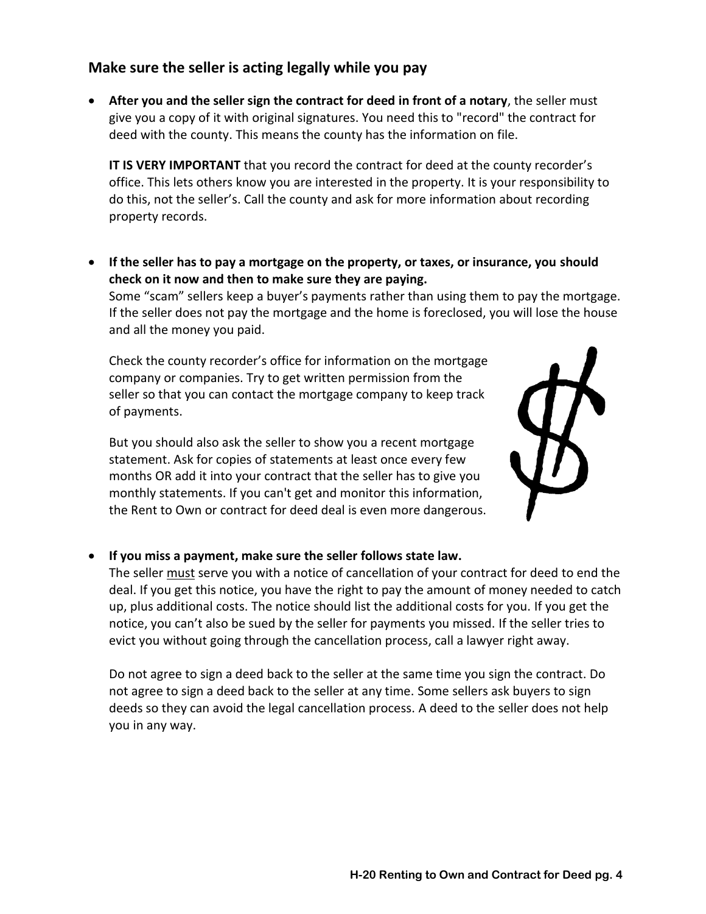## Make sure the seller is acting legally while you pay

- **After you and the seller sign the contract for deed in front of a notary**, the seller must give you a copy of it with original signatures. You need this to "record" the contract for deed with the county. This means the county has the information on file.

  **IT IS VERY IMPORTANT** that you record the contract for deed at the county recorder's office. This lets others know you are interested in the property. It is your responsibility to do this, not the seller's. Call the county and ask for more information about recording property records.

- **If the seller has to pay a mortgage on the property, or taxes, or insurance, you should check on it now and then to make sure they are paying.**
  Some "scam" sellers keep a buyer's payments rather than using them to pay the mortgage. If the seller does not pay the mortgage and the home is foreclosed, you will lose the house and all the money you paid.

  Check the county recorder's office for information on the mortgage company or companies. Try to get written permission from the seller so that you can contact the mortgage company to keep track of payments.

  But you should also ask the seller to show you a recent mortgage statement. Ask for copies of statements at least once every few months OR add it into your contract that the seller has to give you monthly statements. If you can't get and monitor this information, the Rent to Own or contract for deed deal is even more dangerous.

- **If you miss a payment, make sure the seller follows state law.**
  The seller must serve you with a notice of cancellation of your contract for deed to end the deal. If you get this notice, you have the right to pay the amount of money needed to catch up, plus additional costs. The notice should list the additional costs for you. If you get the notice, you can't also be sued by the seller for payments you missed. If the seller tries to evict you without going through the cancellation process, call a lawyer right away.

  Do not agree to sign a deed back to the seller at the same time you sign the contract. Do not agree to sign a deed back to the seller at any time. Some sellers ask buyers to sign deeds so they can avoid the legal cancellation process. A deed to the seller does not help you in any way.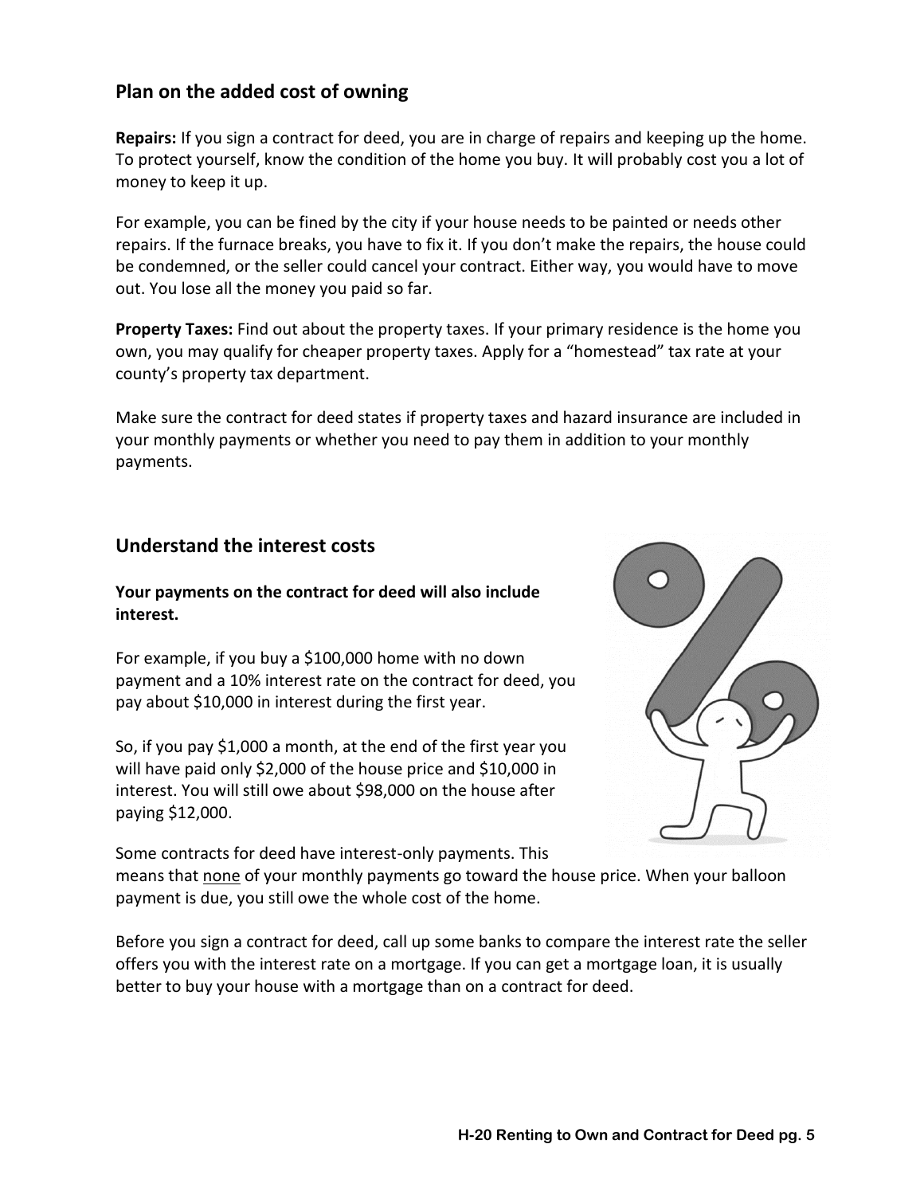## Plan on the added cost of owning

**Repairs:** If you sign a contract for deed, you are in charge of repairs and keeping up the home. To protect yourself, know the condition of the home you buy. It will probably cost you a lot of money to keep it up.

For example, you can be fined by the city if your house needs to be painted or needs other repairs. If the furnace breaks, you have to fix it. If you don't make the repairs, the house could be condemned, or the seller could cancel your contract. Either way, you would have to move out. You lose all the money you paid so far.

**Property Taxes:** Find out about the property taxes. If your primary residence is the home you own, you may qualify for cheaper property taxes. Apply for a "homestead" tax rate at your county's property tax department.

Make sure the contract for deed states if property taxes and hazard insurance are included in your monthly payments or whether you need to pay them in addition to your monthly payments.

## Understand the interest costs

**Your payments on the contract for deed will also include interest.**

For example, if you buy a $100,000 home with no down payment and a 10% interest rate on the contract for deed, you pay about $10,000 in interest during the first year.

So, if you pay $1,000 a month, at the end of the first year you will have paid only $2,000 of the house price and $10,000 in interest. You will still owe about $98,000 on the house after paying $12,000.

Some contracts for deed have interest-only payments. This means that none of your monthly payments go toward the house price. When your balloon payment is due, you still owe the whole cost of the home.

Before you sign a contract for deed, call up some banks to compare the interest rate the seller offers you with the interest rate on a mortgage. If you can get a mortgage loan, it is usually better to buy your house with a mortgage than on a contract for deed.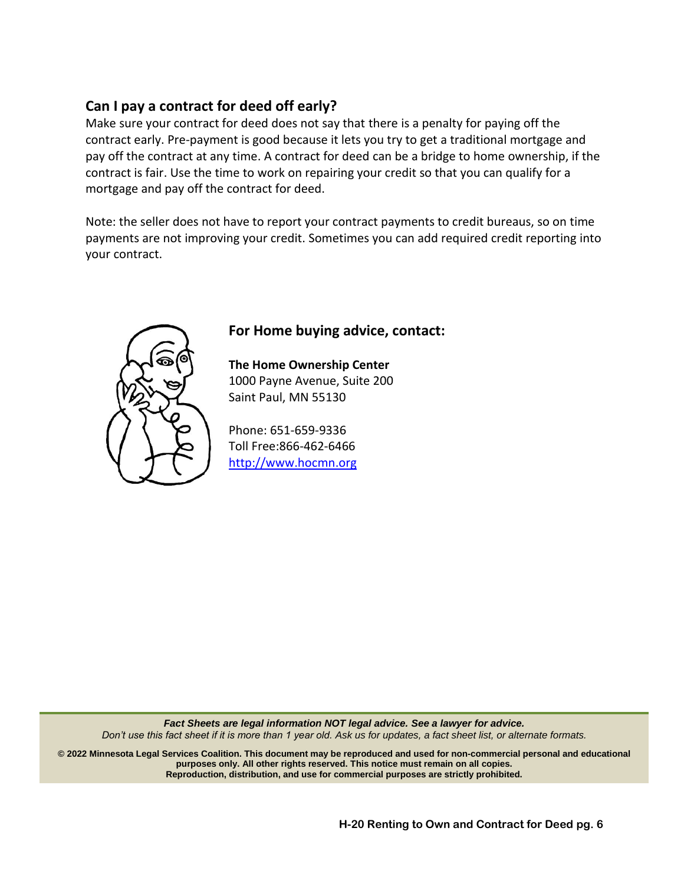## Can I pay a contract for deed off early?

Make sure your contract for deed does not say that there is a penalty for paying off the contract early. Pre-payment is good because it lets you try to get a traditional mortgage and pay off the contract at any time. A contract for deed can be a bridge to home ownership, if the contract is fair. Use the time to work on repairing your credit so that you can qualify for a mortgage and pay off the contract for deed.

Note: the seller does not have to report your contract payments to credit bureaus, so on time payments are not improving your credit. Sometimes you can add required credit reporting into your contract.

## For Home buying advice, contact:

**The Home Ownership Center**
1000 Payne Avenue, Suite 200
Saint Paul, MN 55130

Phone: 651-659-9336
Toll Free:866-462-6466
http://www.hocmn.org

***Fact Sheets are legal information NOT legal advice. See a lawyer for advice.***
*Don't use this fact sheet if it is more than 1 year old. Ask us for updates, a fact sheet list, or alternate formats.*

**© 2022 Minnesota Legal Services Coalition. This document may be reproduced and used for non-commercial personal and educational purposes only. All other rights reserved. This notice must remain on all copies. Reproduction, distribution, and use for commercial purposes are strictly prohibited.**